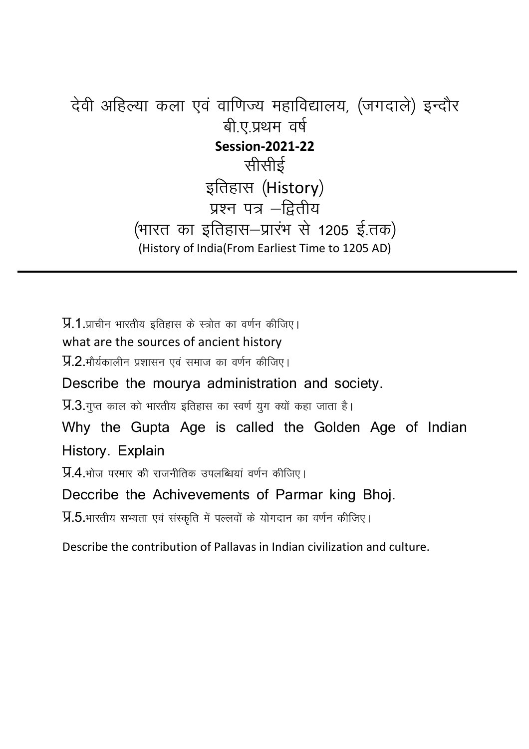# देवी अहिल्या कला एवं वाणिज्य महाविद्यालय, (जगदाले) इन्दौर

## बी.ए.प्रथम वर्ष

**Session-2021-22**

## सीसीई

## इतिहास (History)

## प्रश्न पत्र –द्वितीय

## (भारत का इतिहास–प्रारंभ से 1205 ई.तक)

(History of India(From Earliest Time to 1205 AD)

---

प्र.1.प्राचीन भारतीय इतिहास के स्त्रोत का वर्णन कीजिए।

what are the sources of ancient history

प्र.2.मौर्यकालीन प्रशासन एवं समाज का वर्णन कीजिए।

Describe the mourya administration and society.

प्र.3.गुप्त काल को भारतीय इतिहास का स्वर्ण युग क्यों कहा जाता है।

Why the Gupta Age is called the Golden Age of Indian History. Explain

प्र.4.भोज परमार की राजनीतिक उपलब्धियां वर्णन कीजिए।

Deccribe the Achivevements of Parmar king Bhoj.

प्र.5.भारतीय सभ्यता एवं संस्कृति में पल्लवों के योगदान का वर्णन कीजिए।

Describe the contribution of Pallavas in Indian civilization and culture.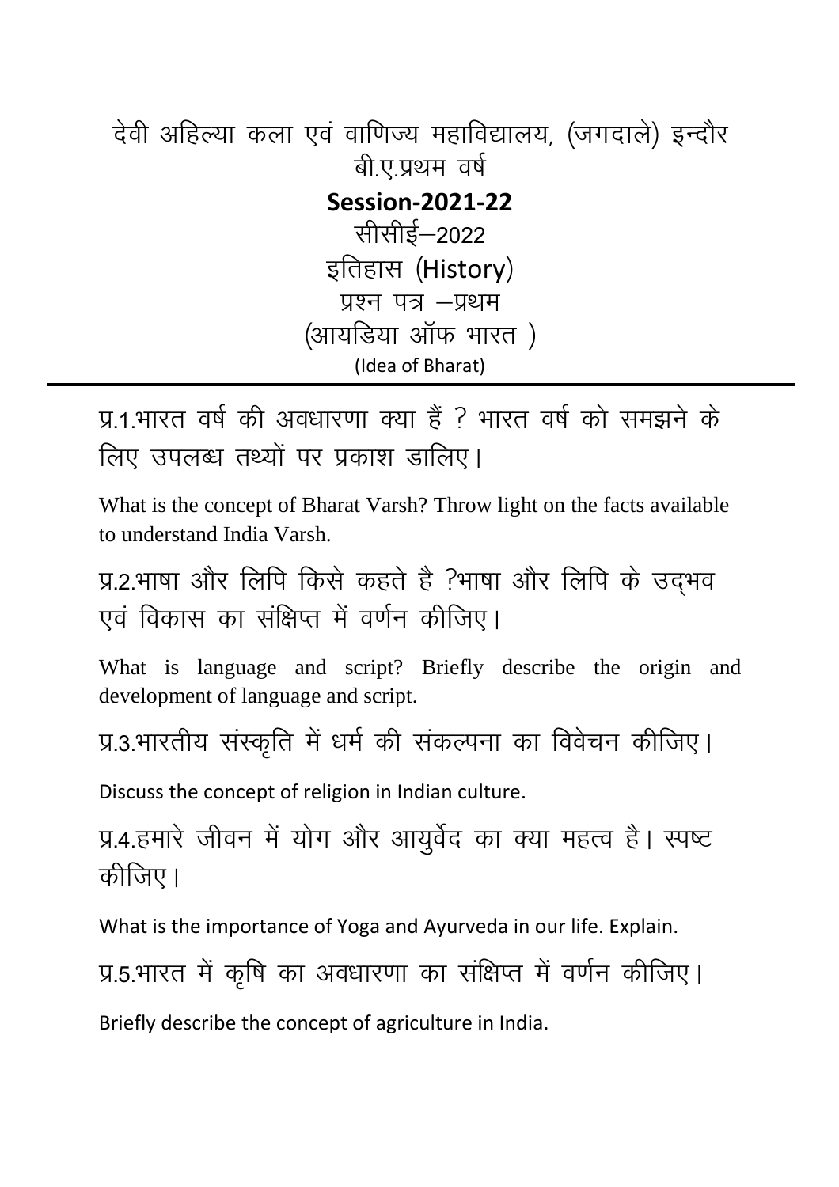देवी अहिल्या कला एवं वाणिज्य महाविद्यालय, (जगदाले) इन्दौर

बी.ए.प्रथम वर्ष

**Session-2021-22**

सीसीई–2022

इतिहास (History)

प्रश्न पत्र –प्रथम

(आयडिया ऑफ भारत )

(Idea of Bharat)

---

प्र.1.भारत वर्ष की अवधारणा क्या हैं ? भारत वर्ष को समझने के लिए उपलब्ध तथ्यों पर प्रकाश डालिए।

What is the concept of Bharat Varsh? Throw light on the facts available to understand India Varsh.

प्र.2.भाषा और लिपि किसे कहते है ?भाषा और लिपि के उद्भव एवं विकास का संक्षिप्त में वर्णन कीजिए।

What is language and script? Briefly describe the origin and development of language and script.

प्र.3.भारतीय संस्कृति में धर्म की संकल्पना का विवेचन कीजिए।

Discuss the concept of religion in Indian culture.

प्र.4.हमारे जीवन में योग और आयुर्वेद का क्या महत्व है। स्पष्ट कीजिए।

What is the importance of Yoga and Ayurveda in our life. Explain.

प्र.5.भारत में कृषि का अवधारणा का संक्षिप्त में वर्णन कीजिए।

Briefly describe the concept of agriculture in India.